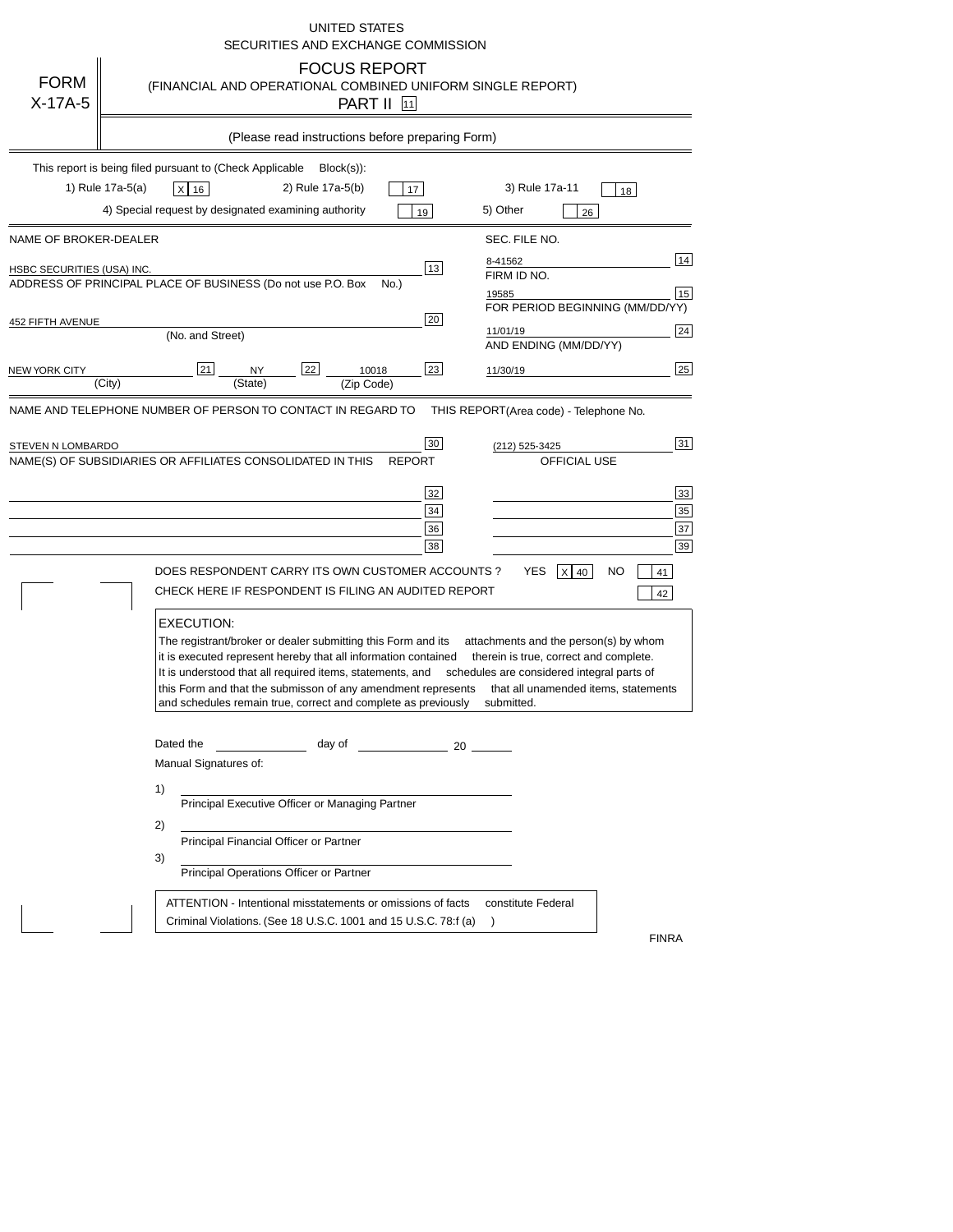UNITED STATES
SECURITIES AND EXCHANGE COMMISSION

FORM X-17A-5

# FOCUS REPORT

(FINANCIAL AND OPERATIONAL COMBINED UNIFORM SINGLE REPORT)

PART II [11]

(Please read instructions before preparing Form)

This report is being filed pursuant to (Check Applicable Block(s)):

1) Rule 17a-5(a) [X] 16    2) Rule 17a-5(b) [ ] 17    3) Rule 17a-11 [ ] 18

4) Special request by designated examining authority [ ] 19    5) Other [ ] 26

| | |
|---|---|
| NAME OF BROKER-DEALER | SEC. FILE NO. |
| HSBC SECURITIES (USA) INC. [13] | 8-41562 [14] |
| ADDRESS OF PRINCIPAL PLACE OF BUSINESS (Do not use P.O. Box No.) | FIRM ID NO. |
| | 19585 [15] |
| 452 FIFTH AVENUE [20] | FOR PERIOD BEGINNING (MM/DD/YY) |
| (No. and Street) | 11/01/19 [24] |
| NEW YORK CITY [21] (City) NY [22] (State) 10018 [23] (Zip Code) | AND ENDING (MM/DD/YY) 11/30/19 [25] |

NAME AND TELEPHONE NUMBER OF PERSON TO CONTACT IN REGARD TO THIS REPORT (Area code) - Telephone No.

STEVEN N LOMBARDO [30]    (212) 525-3425 [31]

NAME(S) OF SUBSIDIARIES OR AFFILIATES CONSOLIDATED IN THIS REPORT    OFFICIAL USE

| | |
|---|---|
| [32] | [33] |
| [34] | [35] |
| [36] | [37] |
| [38] | [39] |

DOES RESPONDENT CARRY ITS OWN CUSTOMER ACCOUNTS? YES [X] 40 NO [ ] 41

CHECK HERE IF RESPONDENT IS FILING AN AUDITED REPORT [ ] 42

**EXECUTION:**

The registrant/broker or dealer submitting this Form and its attachments and the person(s) by whom it is executed represent hereby that all information contained therein is true, correct and complete. It is understood that all required items, statements, and schedules are considered integral parts of this Form and that the submisson of any amendment represents that all unamended items, statements and schedules remain true, correct and complete as previously submitted.

Dated the ________ day of ________ 20 ____

Manual Signatures of:

1) ______________________________
Principal Executive Officer or Managing Partner

2) ______________________________
Principal Financial Officer or Partner

3) ______________________________
Principal Operations Officer or Partner

ATTENTION - Intentional misstatements or omissions of facts constitute Federal Criminal Violations. (See 18 U.S.C. 1001 and 15 U.S.C. 78:f (a) )

FINRA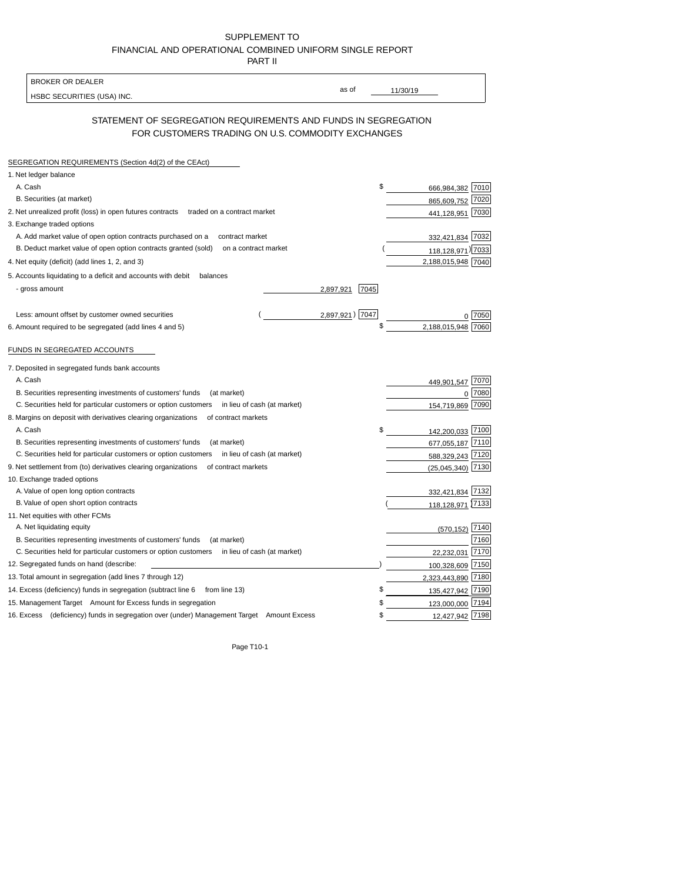SUPPLEMENT TO
FINANCIAL AND OPERATIONAL COMBINED UNIFORM SINGLE REPORT
PART II

| | | |
|---|---|---|
| BROKER OR DEALER | | |
| HSBC SECURITIES (USA) INC. | as of | 11/30/19 |

## STATEMENT OF SEGREGATION REQUIREMENTS AND FUNDS IN SEGREGATION FOR CUSTOMERS TRADING ON U.S. COMMODITY EXCHANGES

**SEGREGATION REQUIREMENTS (Section 4d(2) of the CEAct)**

| | | | | |
|---|---|---|---|---|
| 1. Net ledger balance | | | | |
| A. Cash | | | $ 666,984,382 | 7010 |
| B. Securities (at market) | | | 865,609,752 | 7020 |
| 2. Net unrealized profit (loss) in open futures contracts traded on a contract market | | | 441,128,951 | 7030 |
| 3. Exchange traded options | | | | |
| A. Add market value of open option contracts purchased on a contract market | | | 332,421,834 | 7032 |
| B. Deduct market value of open option contracts granted (sold) on a contract market | | | ( 118,128,971) | 7033 |
| 4. Net equity (deficit) (add lines 1, 2, and 3) | | | 2,188,015,948 | 7040 |
| 5. Accounts liquidating to a deficit and accounts with debit balances | | | | |
| - gross amount | 2,897,921 | 7045 | | |
| Less: amount offset by customer owned securities | ( 2,897,921) | 7047 | 0 | 7050 |
| 6. Amount required to be segregated (add lines 4 and 5) | | | $ 2,188,015,948 | 7060 |

**FUNDS IN SEGREGATED ACCOUNTS**

| | | |
|---|---|---|
| 7. Deposited in segregated funds bank accounts | | |
| A. Cash | 449,901,547 | 7070 |
| B. Securities representing investments of customers' funds (at market) | 0 | 7080 |
| C. Securities held for particular customers or option customers in lieu of cash (at market) | 154,719,869 | 7090 |
| 8. Margins on deposit with derivatives clearing organizations of contract markets | | |
| A. Cash | $ 142,200,033 | 7100 |
| B. Securities representing investments of customers' funds (at market) | 677,055,187 | 7110 |
| C. Securities held for particular customers or option customers in lieu of cash (at market) | 588,329,243 | 7120 |
| 9. Net settlement from (to) derivatives clearing organizations of contract markets | (25,045,340) | 7130 |
| 10. Exchange traded options | | |
| A. Value of open long option contracts | 332,421,834 | 7132 |
| B. Value of open short option contracts | ( 118,128,971) | 7133 |
| 11. Net equities with other FCMs | | |
| A. Net liquidating equity | (570,152) | 7140 |
| B. Securities representing investments of customers' funds (at market) | | 7160 |
| C. Securities held for particular customers or option customers in lieu of cash (at market) | 22,232,031 | 7170 |
| 12. Segregated funds on hand (describe: ) | 100,328,609 | 7150 |
| 13. Total amount in segregation (add lines 7 through 12) | 2,323,443,890 | 7180 |
| 14. Excess (deficiency) funds in segregation (subtract line 6 from line 13) | $ 135,427,942 | 7190 |
| 15. Management Target Amount for Excess funds in segregation | $ 123,000,000 | 7194 |
| 16. Excess (deficiency) funds in segregation over (under) Management Target Amount Excess | $ 12,427,942 | 7198 |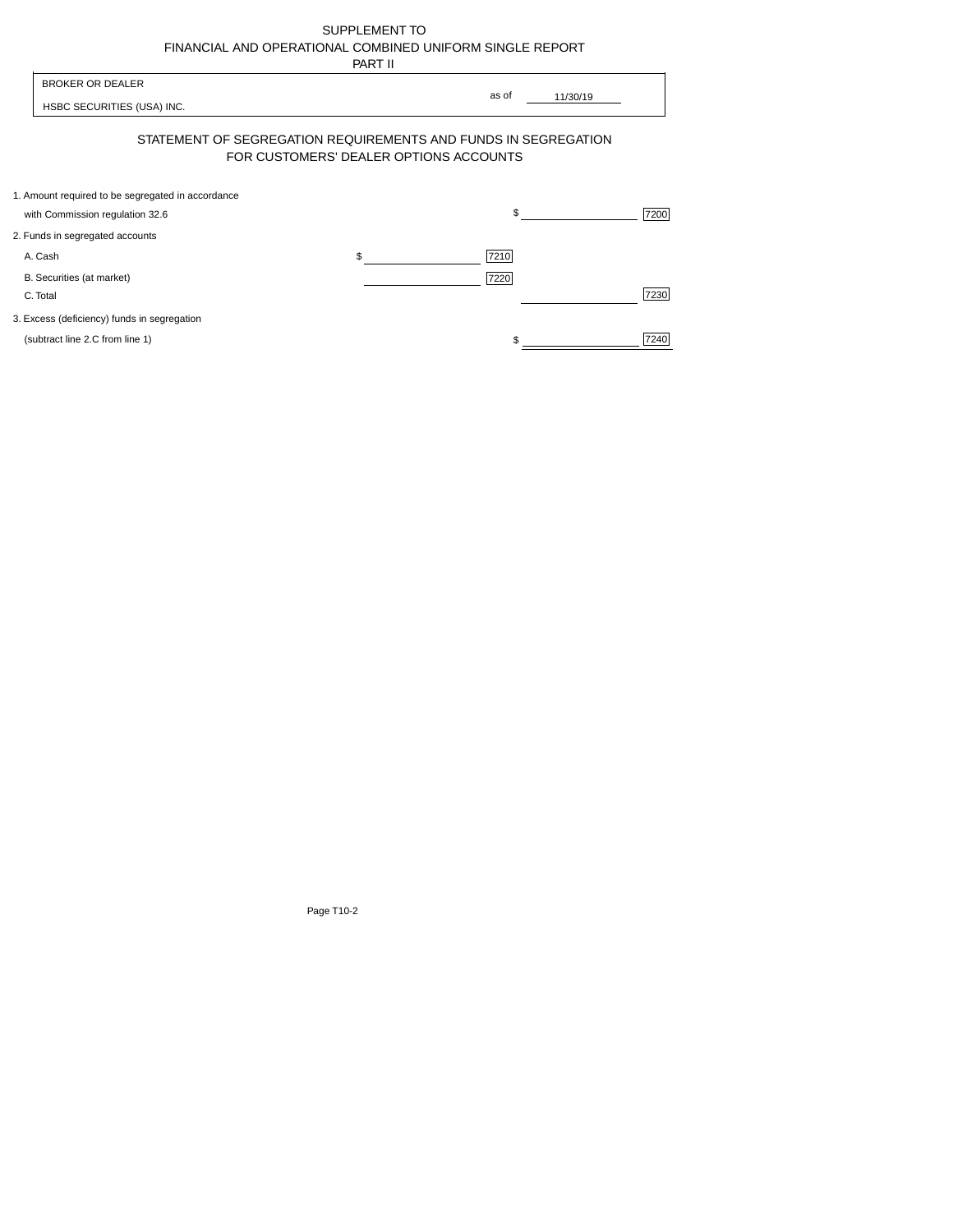SUPPLEMENT TO
FINANCIAL AND OPERATIONAL COMBINED UNIFORM SINGLE REPORT
PART II

BROKER OR DEALER

HSBC SECURITIES (USA) INC.

as of 11/30/19

## STATEMENT OF SEGREGATION REQUIREMENTS AND FUNDS IN SEGREGATION FOR CUSTOMERS' DEALER OPTIONS ACCOUNTS

| | | | | |
|---|---|---|---|---|
| 1. Amount required to be segregated in accordance with Commission regulation 32.6 | | | $ | 7200 |
| 2. Funds in segregated accounts | | | | |
| A. Cash | $ | 7210 | | |
| B. Securities (at market) | | 7220 | | |
| C. Total | | | | 7230 |
| 3. Excess (deficiency) funds in segregation (subtract line 2.C from line 1) | | | $ | 7240 |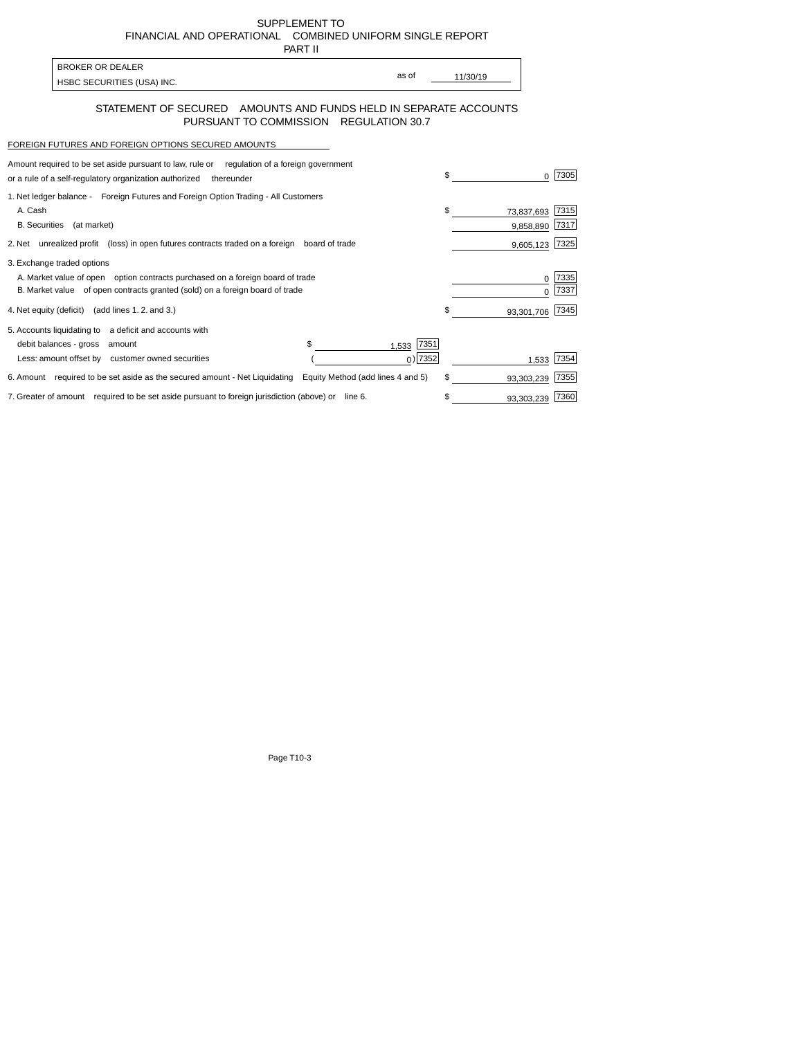SUPPLEMENT TO
FINANCIAL AND OPERATIONAL COMBINED UNIFORM SINGLE REPORT
PART II

BROKER OR DEALER
HSBC SECURITIES (USA) INC.

as of 11/30/19

## STATEMENT OF SECURED AMOUNTS AND FUNDS HELD IN SEPARATE ACCOUNTS PURSUANT TO COMMISSION REGULATION 30.7

FOREIGN FUTURES AND FOREIGN OPTIONS SECURED AMOUNTS

| | | | | | |
|---|---|---|---|---|---|
| Amount required to be set aside pursuant to law, rule or regulation of a foreign government or a rule of a self-regulatory organization authorized thereunder | | | $ | 0 | 7305 |
| 1. Net ledger balance - Foreign Futures and Foreign Option Trading - All Customers | | | | | |
| A. Cash | | | $ | 73,837,693 | 7315 |
| B. Securities (at market) | | | | 9,858,890 | 7317 |
| 2. Net unrealized profit (loss) in open futures contracts traded on a foreign board of trade | | | | 9,605,123 | 7325 |
| 3. Exchange traded options | | | | | |
| A. Market value of open option contracts purchased on a foreign board of trade | | | | 0 | 7335 |
| B. Market value of open contracts granted (sold) on a foreign board of trade | | | | 0 | 7337 |
| 4. Net equity (deficit) (add lines 1. 2. and 3.) | | | $ | 93,301,706 | 7345 |
| 5. Accounts liquidating to a deficit and accounts with debit balances - gross amount | $ 1,533 | 7351 | | | |
| Less: amount offset by customer owned securities | ( 0) | 7352 | | 1,533 | 7354 |
| 6. Amount required to be set aside as the secured amount - Net Liquidating Equity Method (add lines 4 and 5) | | | $ | 93,303,239 | 7355 |
| 7. Greater of amount required to be set aside pursuant to foreign jurisdiction (above) or line 6. | | | $ | 93,303,239 | 7360 |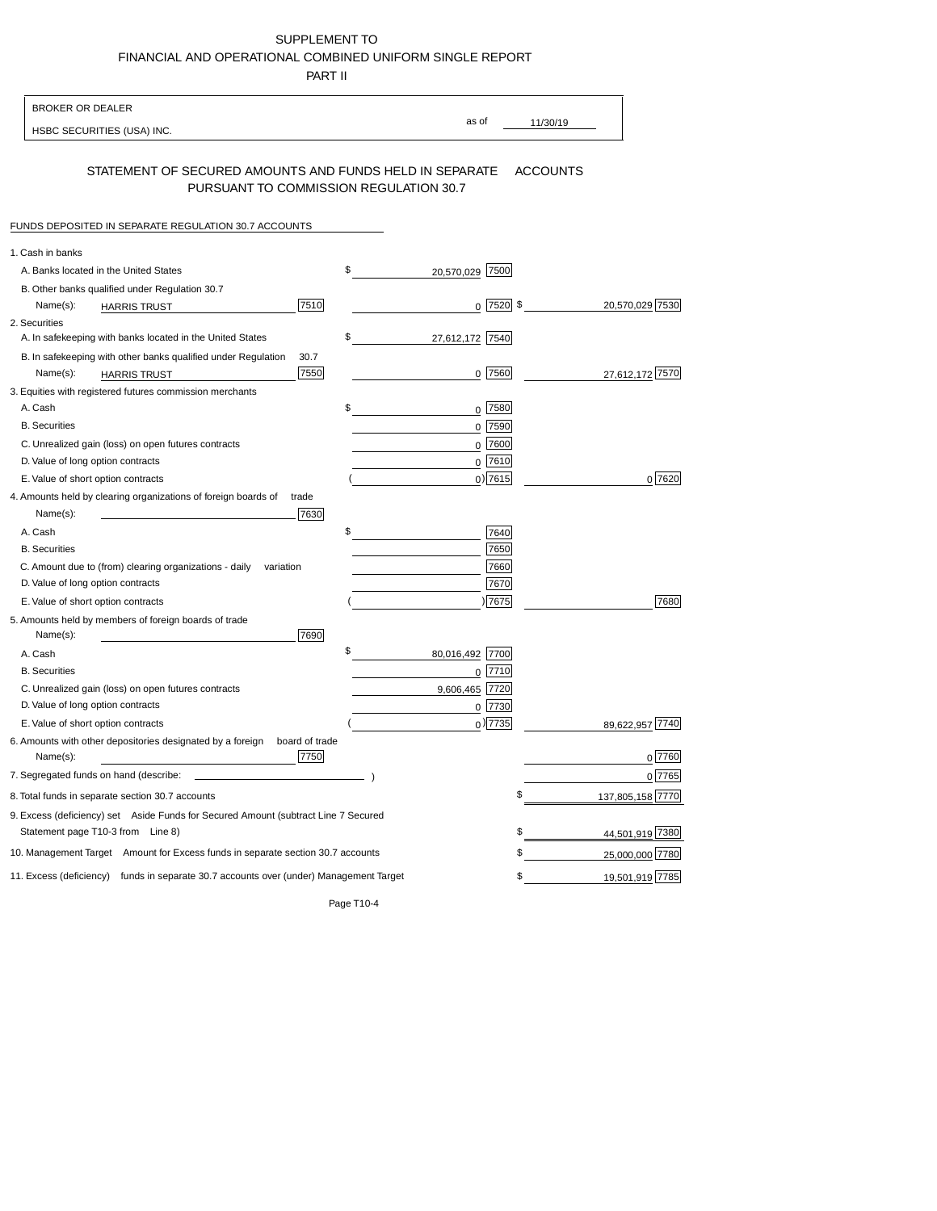SUPPLEMENT TO
FINANCIAL AND OPERATIONAL COMBINED UNIFORM SINGLE REPORT
PART II

| | | |
|---|---|---|
| BROKER OR DEALER | | |
| HSBC SECURITIES (USA) INC. | as of | 11/30/19 |

## STATEMENT OF SECURED AMOUNTS AND FUNDS HELD IN SEPARATE ACCOUNTS PURSUANT TO COMMISSION REGULATION 30.7

FUNDS DEPOSITED IN SEPARATE REGULATION 30.7 ACCOUNTS

| | | | | |
|---|---|---|---|---|
| 1. Cash in banks | | | | |
| A. Banks located in the United States | | $ 20,570,029 [7500] | | |
| B. Other banks qualified under Regulation 30.7 | | | | |
| Name(s): HARRIS TRUST | [7510] | 0 [7520] | $ | 20,570,029 [7530] |
| 2. Securities | | | | |
| A. In safekeeping with banks located in the United States | | $ 27,612,172 [7540] | | |
| B. In safekeeping with other banks qualified under Regulation 30.7 | | | | |
| Name(s): HARRIS TRUST | [7550] | 0 [7560] | | 27,612,172 [7570] |
| 3. Equities with registered futures commission merchants | | | | |
| A. Cash | | $ 0 [7580] | | |
| B. Securities | | 0 [7590] | | |
| C. Unrealized gain (loss) on open futures contracts | | 0 [7600] | | |
| D. Value of long option contracts | | 0 [7610] | | |
| E. Value of short option contracts | | ( 0 ) [7615] | | 0 [7620] |
| 4. Amounts held by clearing organizations of foreign boards of trade | | | | |
| Name(s): | [7630] | | | |
| A. Cash | | $ [7640] | | |
| B. Securities | | [7650] | | |
| C. Amount due to (from) clearing organizations - daily variation | | [7660] | | |
| D. Value of long option contracts | | [7670] | | |
| E. Value of short option contracts | | ( ) [7675] | | [7680] |
| 5. Amounts held by members of foreign boards of trade | | | | |
| Name(s): | [7690] | | | |
| A. Cash | | $ 80,016,492 [7700] | | |
| B. Securities | | 0 [7710] | | |
| C. Unrealized gain (loss) on open futures contracts | | 9,606,465 [7720] | | |
| D. Value of long option contracts | | 0 [7730] | | |
| E. Value of short option contracts | | ( 0 ) [7735] | | 89,622,957 [7740] |
| 6. Amounts with other depositories designated by a foreign board of trade | | | | |
| Name(s): | [7750] | | | 0 [7760] |
| 7. Segregated funds on hand (describe: ) | | | | 0 [7765] |
| 8. Total funds in separate section 30.7 accounts | | | $ | 137,805,158 [7770] |
| 9. Excess (deficiency) set Aside Funds for Secured Amount (subtract Line 7 Secured Statement page T10-3 from Line 8) | | | $ | 44,501,919 [7380] |
| 10. Management Target Amount for Excess funds in separate section 30.7 accounts | | | $ | 25,000,000 [7780] |
| 11. Excess (deficiency) funds in separate 30.7 accounts over (under) Management Target | | | $ | 19,501,919 [7785] |

Page T10-4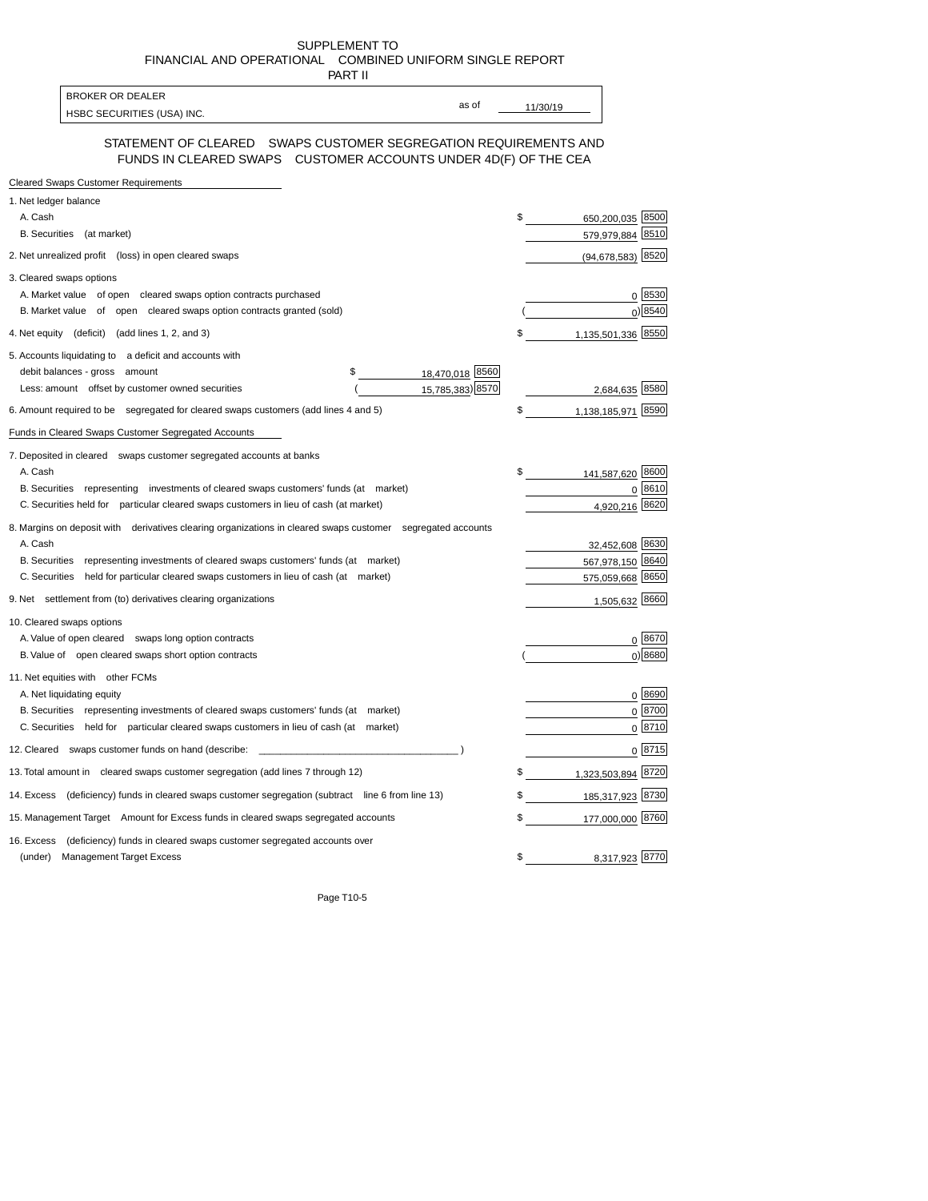SUPPLEMENT TO
FINANCIAL AND OPERATIONAL COMBINED UNIFORM SINGLE REPORT
PART II

| | | |
|---|---|---|
| BROKER OR DEALER<br>HSBC SECURITIES (USA) INC. | as of | 11/30/19 |

## STATEMENT OF CLEARED SWAPS CUSTOMER SEGREGATION REQUIREMENTS AND FUNDS IN CLEARED SWAPS CUSTOMER ACCOUNTS UNDER 4D(F) OF THE CEA

| | | | | |
|---|---|---|---|---|
| **Cleared Swaps Customer Requirements** | | | | |
| 1. Net ledger balance | | | | |
| A. Cash | | | $ 650,200,035 | 8500 |
| B. Securities (at market) | | | 579,979,884 | 8510 |
| 2. Net unrealized profit (loss) in open cleared swaps | | | (94,678,583) | 8520 |
| 3. Cleared swaps options | | | | |
| A. Market value of open cleared swaps option contracts purchased | | | 0 | 8530 |
| B. Market value of open cleared swaps option contracts granted (sold) | | | ( 0) | 8540 |
| 4. Net equity (deficit) (add lines 1, 2, and 3) | | | $ 1,135,501,336 | 8550 |
| 5. Accounts liquidating to a deficit and accounts with | | | | |
| debit balances - gross amount | $ 18,470,018 | 8560 | | |
| Less: amount offset by customer owned securities | ( 15,785,383) | 8570 | 2,684,635 | 8580 |
| 6. Amount required to be segregated for cleared swaps customers (add lines 4 and 5) | | | $ 1,138,185,971 | 8590 |
| **Funds in Cleared Swaps Customer Segregated Accounts** | | | | |
| 7. Deposited in cleared swaps customer segregated accounts at banks | | | | |
| A. Cash | | | $ 141,587,620 | 8600 |
| B. Securities representing investments of cleared swaps customers' funds (at market) | | | 0 | 8610 |
| C. Securities held for particular cleared swaps customers in lieu of cash (at market) | | | 4,920,216 | 8620 |
| 8. Margins on deposit with derivatives clearing organizations in cleared swaps customer segregated accounts | | | | |
| A. Cash | | | 32,452,608 | 8630 |
| B. Securities representing investments of cleared swaps customers' funds (at market) | | | 567,978,150 | 8640 |
| C. Securities held for particular cleared swaps customers in lieu of cash (at market) | | | 575,059,668 | 8650 |
| 9. Net settlement from (to) derivatives clearing organizations | | | 1,505,632 | 8660 |
| 10. Cleared swaps options | | | | |
| A. Value of open cleared swaps long option contracts | | | 0 | 8670 |
| B. Value of open cleared swaps short option contracts | | | ( 0) | 8680 |
| 11. Net equities with other FCMs | | | | |
| A. Net liquidating equity | | | 0 | 8690 |
| B. Securities representing investments of cleared swaps customers' funds (at market) | | | 0 | 8700 |
| C. Securities held for particular cleared swaps customers in lieu of cash (at market) | | | 0 | 8710 |
| 12. Cleared swaps customer funds on hand (describe: ____________________ ) | | | 0 | 8715 |
| 13. Total amount in cleared swaps customer segregation (add lines 7 through 12) | | | $ 1,323,503,894 | 8720 |
| 14. Excess (deficiency) funds in cleared swaps customer segregation (subtract line 6 from line 13) | | | $ 185,317,923 | 8730 |
| 15. Management Target Amount for Excess funds in cleared swaps segregated accounts | | | $ 177,000,000 | 8760 |
| 16. Excess (deficiency) funds in cleared swaps customer segregated accounts over (under) Management Target Excess | | | $ 8,317,923 | 8770 |

Page T10-5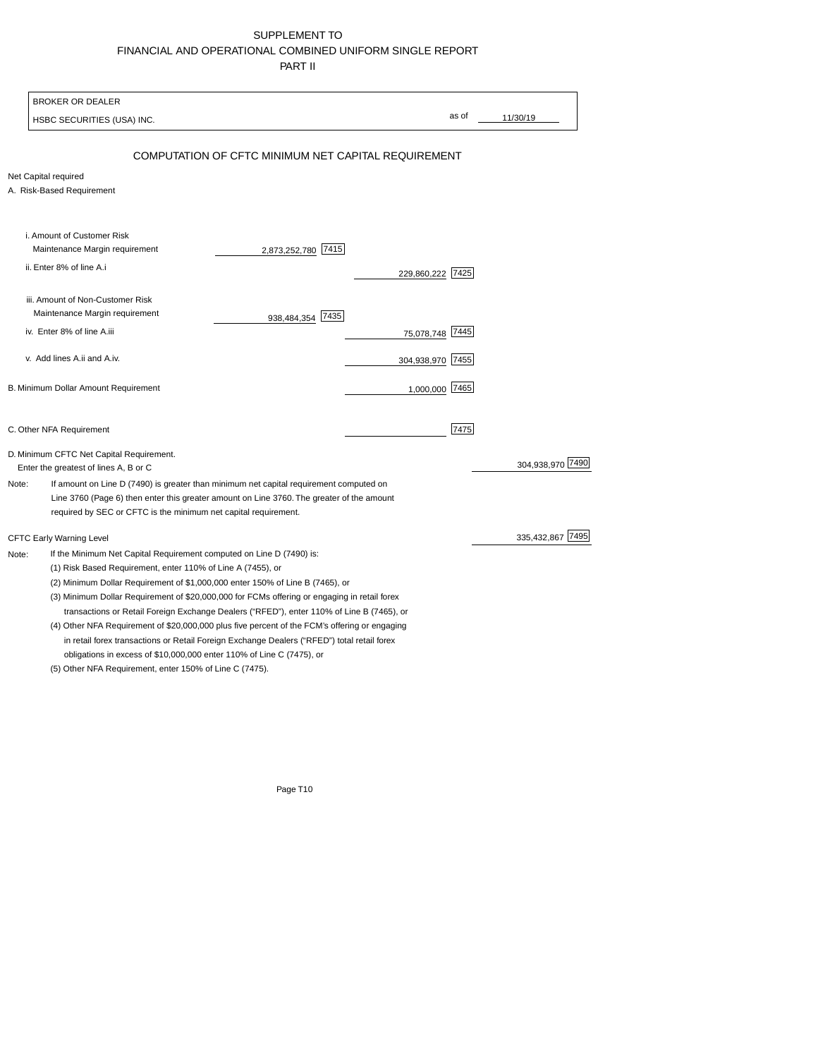SUPPLEMENT TO
FINANCIAL AND OPERATIONAL COMBINED UNIFORM SINGLE REPORT
PART II

| | |
|---|---|
| BROKER OR DEALER | |
| HSBC SECURITIES (USA) INC. | as of 11/30/19 |

## COMPUTATION OF CFTC MINIMUM NET CAPITAL REQUIREMENT

Net Capital required

A. Risk-Based Requirement

| | | | |
|---|---|---|---|
| i. Amount of Customer Risk Maintenance Margin requirement | 2,873,252,780 [7415] | | |
| ii. Enter 8% of line A.i | | 229,860,222 [7425] | |
| iii. Amount of Non-Customer Risk Maintenance Margin requirement | 938,484,354 [7435] | | |
| iv. Enter 8% of line A.iii | | 75,078,748 [7445] | |
| v. Add lines A.ii and A.iv. | | 304,938,970 [7455] | |
| B. Minimum Dollar Amount Requirement | | 1,000,000 [7465] | |
| C. Other NFA Requirement | | [7475] | |
| D. Minimum CFTC Net Capital Requirement. Enter the greatest of lines A, B or C | | | 304,938,970 [7490] |

Note: If amount on Line D (7490) is greater than minimum net capital requirement computed on Line 3760 (Page 6) then enter this greater amount on Line 3760. The greater of the amount required by SEC or CFTC is the minimum net capital requirement.

| | |
|---|---|
| CFTC Early Warning Level | 335,432,867 [7495] |

Note: If the Minimum Net Capital Requirement computed on Line D (7490) is:

(1) Risk Based Requirement, enter 110% of Line A (7455), or

(2) Minimum Dollar Requirement of $1,000,000 enter 150% of Line B (7465), or

(3) Minimum Dollar Requirement of $20,000,000 for FCMs offering or engaging in retail forex transactions or Retail Foreign Exchange Dealers ("RFED"), enter 110% of Line B (7465), or

(4) Other NFA Requirement of $20,000,000 plus five percent of the FCM's offering or engaging in retail forex transactions or Retail Foreign Exchange Dealers ("RFED") total retail forex obligations in excess of $10,000,000 enter 110% of Line C (7475), or

(5) Other NFA Requirement, enter 150% of Line C (7475).